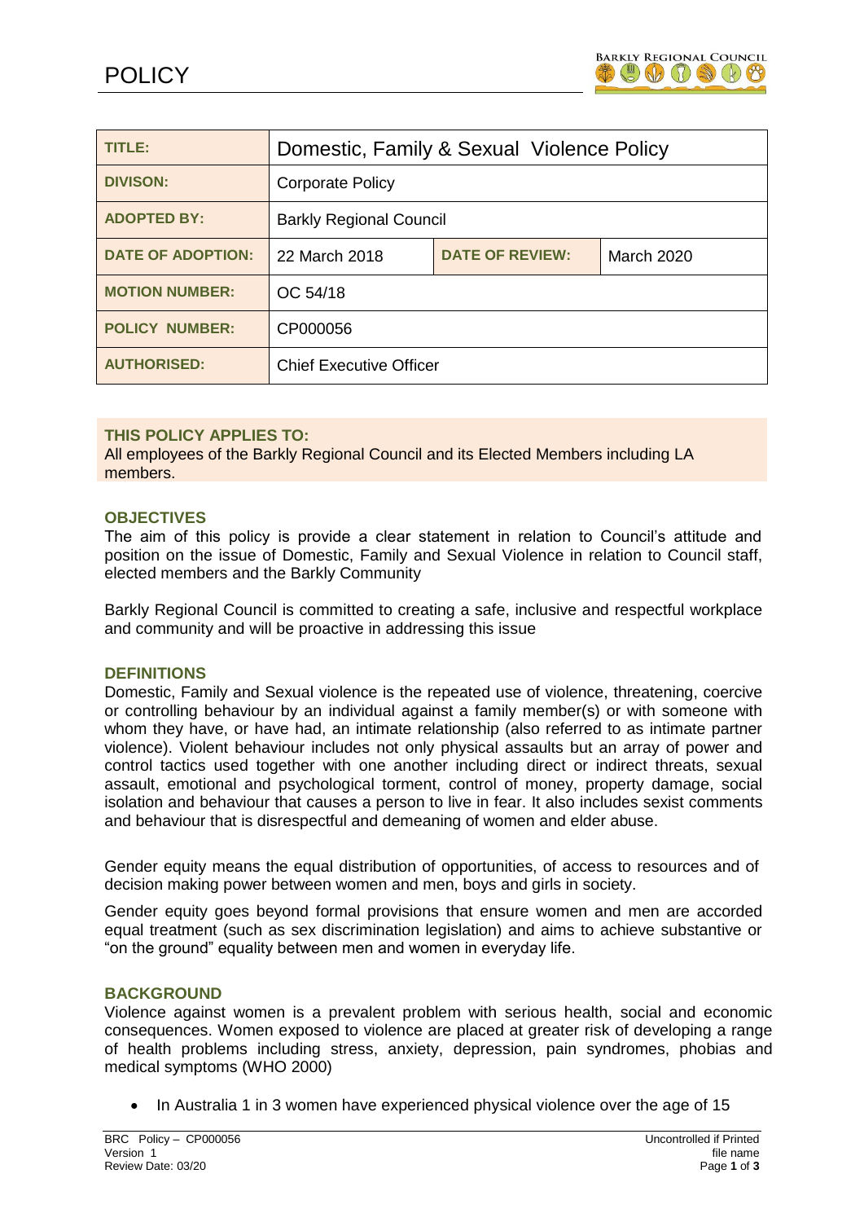# POLICY

| TITLE: | Domestic, Family & Sexual Violence Policy | | |
|---|---|---|---|
| DIVISON: | Corporate Policy | | |
| ADOPTED BY: | Barkly Regional Council | | |
| DATE OF ADOPTION: | 22 March 2018 | DATE OF REVIEW: | March 2020 |
| MOTION NUMBER: | OC 54/18 | | |
| POLICY NUMBER: | CP000056 | | |
| AUTHORISED: | Chief Executive Officer | | |

**THIS POLICY APPLIES TO:**
All employees of the Barkly Regional Council and its Elected Members including LA members.

## OBJECTIVES

The aim of this policy is provide a clear statement in relation to Council's attitude and position on the issue of Domestic, Family and Sexual Violence in relation to Council staff, elected members and the Barkly Community

Barkly Regional Council is committed to creating a safe, inclusive and respectful workplace and community and will be proactive in addressing this issue

## DEFINITIONS

Domestic, Family and Sexual violence is the repeated use of violence, threatening, coercive or controlling behaviour by an individual against a family member(s) or with someone with whom they have, or have had, an intimate relationship (also referred to as intimate partner violence). Violent behaviour includes not only physical assaults but an array of power and control tactics used together with one another including direct or indirect threats, sexual assault, emotional and psychological torment, control of money, property damage, social isolation and behaviour that causes a person to live in fear. It also includes sexist comments and behaviour that is disrespectful and demeaning of women and elder abuse.

Gender equity means the equal distribution of opportunities, of access to resources and of decision making power between women and men, boys and girls in society.

Gender equity goes beyond formal provisions that ensure women and men are accorded equal treatment (such as sex discrimination legislation) and aims to achieve substantive or "on the ground" equality between men and women in everyday life.

## BACKGROUND

Violence against women is a prevalent problem with serious health, social and economic consequences. Women exposed to violence are placed at greater risk of developing a range of health problems including stress, anxiety, depression, pain syndromes, phobias and medical symptoms (WHO 2000)

- In Australia 1 in 3 women have experienced physical violence over the age of 15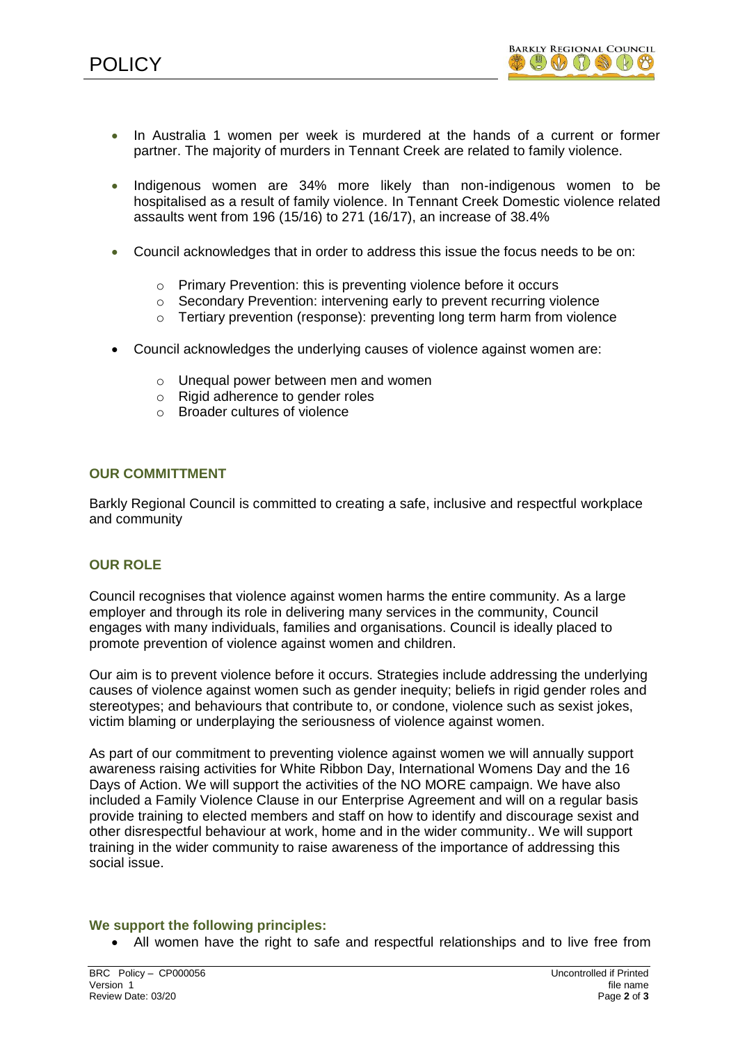- In Australia 1 women per week is murdered at the hands of a current or former partner. The majority of murders in Tennant Creek are related to family violence.
- Indigenous women are 34% more likely than non-indigenous women to be hospitalised as a result of family violence. In Tennant Creek Domestic violence related assaults went from 196 (15/16) to 271 (16/17), an increase of 38.4%
- Council acknowledges that in order to address this issue the focus needs to be on:
    - Primary Prevention: this is preventing violence before it occurs
    - Secondary Prevention: intervening early to prevent recurring violence
    - Tertiary prevention (response): preventing long term harm from violence
- Council acknowledges the underlying causes of violence against women are:
    - Unequal power between men and women
    - Rigid adherence to gender roles
    - Broader cultures of violence

### OUR COMMITTMENT

Barkly Regional Council is committed to creating a safe, inclusive and respectful workplace and community

### OUR ROLE

Council recognises that violence against women harms the entire community. As a large employer and through its role in delivering many services in the community, Council engages with many individuals, families and organisations. Council is ideally placed to promote prevention of violence against women and children.

Our aim is to prevent violence before it occurs. Strategies include addressing the underlying causes of violence against women such as gender inequity; beliefs in rigid gender roles and stereotypes; and behaviours that contribute to, or condone, violence such as sexist jokes, victim blaming or underplaying the seriousness of violence against women.

As part of our commitment to preventing violence against women we will annually support awareness raising activities for White Ribbon Day, International Womens Day and the 16 Days of Action. We will support the activities of the NO MORE campaign. We have also included a Family Violence Clause in our Enterprise Agreement and will on a regular basis provide training to elected members and staff on how to identify and discourage sexist and other disrespectful behaviour at work, home and in the wider community.. We will support training in the wider community to raise awareness of the importance of addressing this social issue.

### We support the following principles:

- All women have the right to safe and respectful relationships and to live free from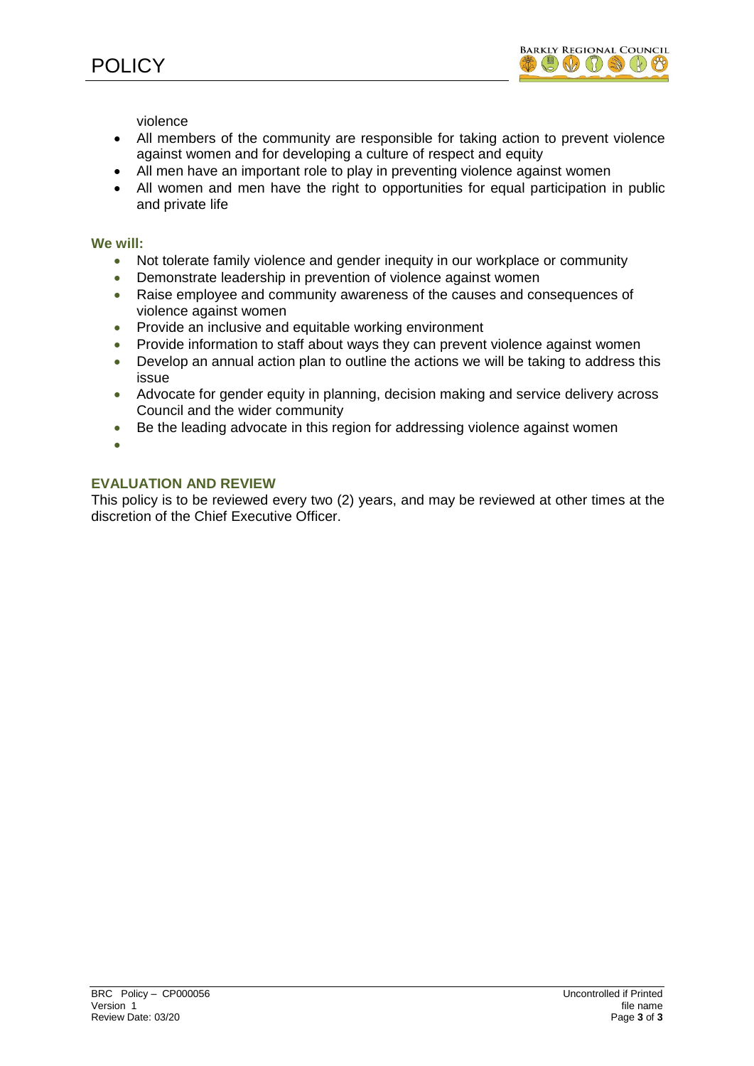violence

- All members of the community are responsible for taking action to prevent violence against women and for developing a culture of respect and equity
- All men have an important role to play in preventing violence against women
- All women and men have the right to opportunities for equal participation in public and private life

**We will:**

- Not tolerate family violence and gender inequity in our workplace or community
- Demonstrate leadership in prevention of violence against women
- Raise employee and community awareness of the causes and consequences of violence against women
- Provide an inclusive and equitable working environment
- Provide information to staff about ways they can prevent violence against women
- Develop an annual action plan to outline the actions we will be taking to address this issue
- Advocate for gender equity in planning, decision making and service delivery across Council and the wider community
- Be the leading advocate in this region for addressing violence against women

## EVALUATION AND REVIEW

This policy is to be reviewed every two (2) years, and may be reviewed at other times at the discretion of the Chief Executive Officer.